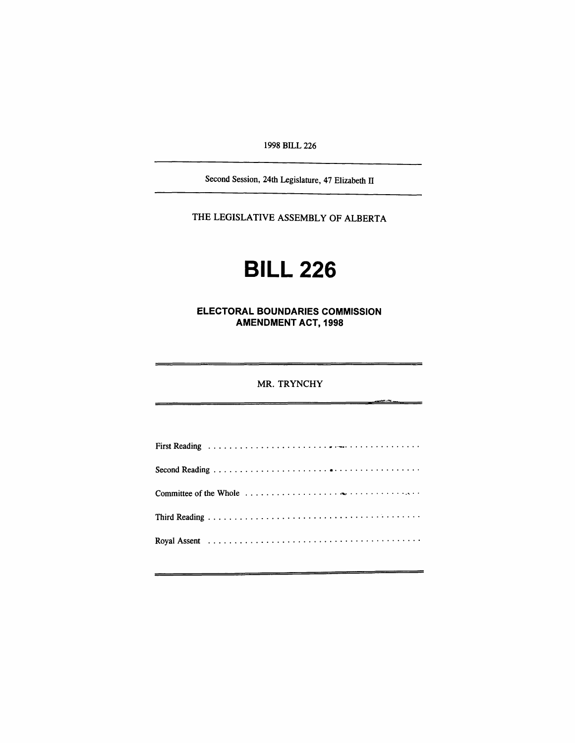1998 BILL 226

---

Second Session, 24th Legislature, 47 Elizabeth II

---

THE LEGISLATIVE ASSEMBLY OF ALBERTA

# BILL 226

## ELECTORAL BOUNDARIES COMMISSION AMENDMENT ACT, 1998

---

MR. TRYNCHY

---

First Reading . . . . . . . . . . . . . . . . . . . . . . . . . . . . . . . . . . . . . . . . . . .

Second Reading . . . . . . . . . . . . . . . . . . . . . . . . . . . . . . . . . . . . . . . . . .

Committee of the Whole . . . . . . . . . . . . . . . . . . . . . . . . . . . . . . . . . .

Third Reading . . . . . . . . . . . . . . . . . . . . . . . . . . . . . . . . . . . . . . . . . . .

Royal Assent . . . . . . . . . . . . . . . . . . . . . . . . . . . . . . . . . . . . . . . . . . .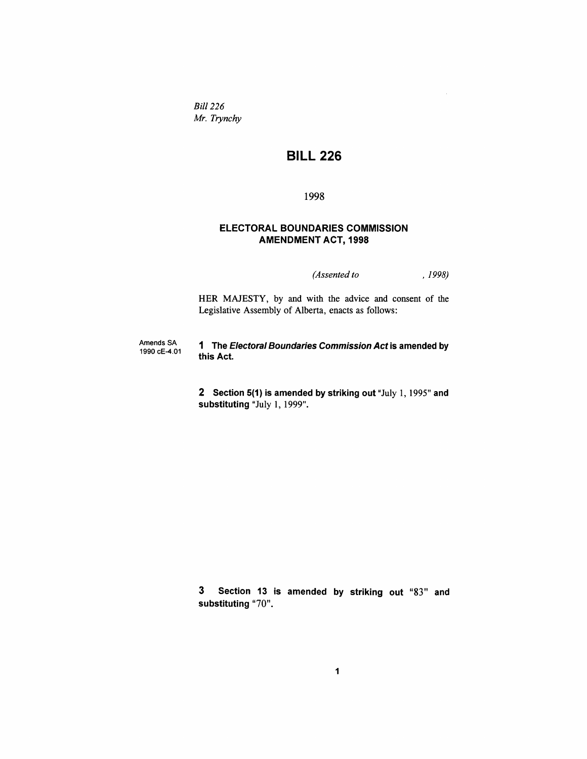*Bill 226*
*Mr. Trynchy*

# BILL 226

1998

## ELECTORAL BOUNDARIES COMMISSION AMENDMENT ACT, 1998

*(Assented to , 1998)*

HER MAJESTY, by and with the advice and consent of the Legislative Assembly of Alberta, enacts as follows:

Amends SA 1990 cE-4.01

**1 The *Electoral Boundaries Commission Act* is amended by this Act.**

**2 Section 5(1) is amended by striking out** "July 1, 1995" **and substituting** "July 1, 1999".

**3 Section 13 is amended by striking out** "83" **and substituting** "70".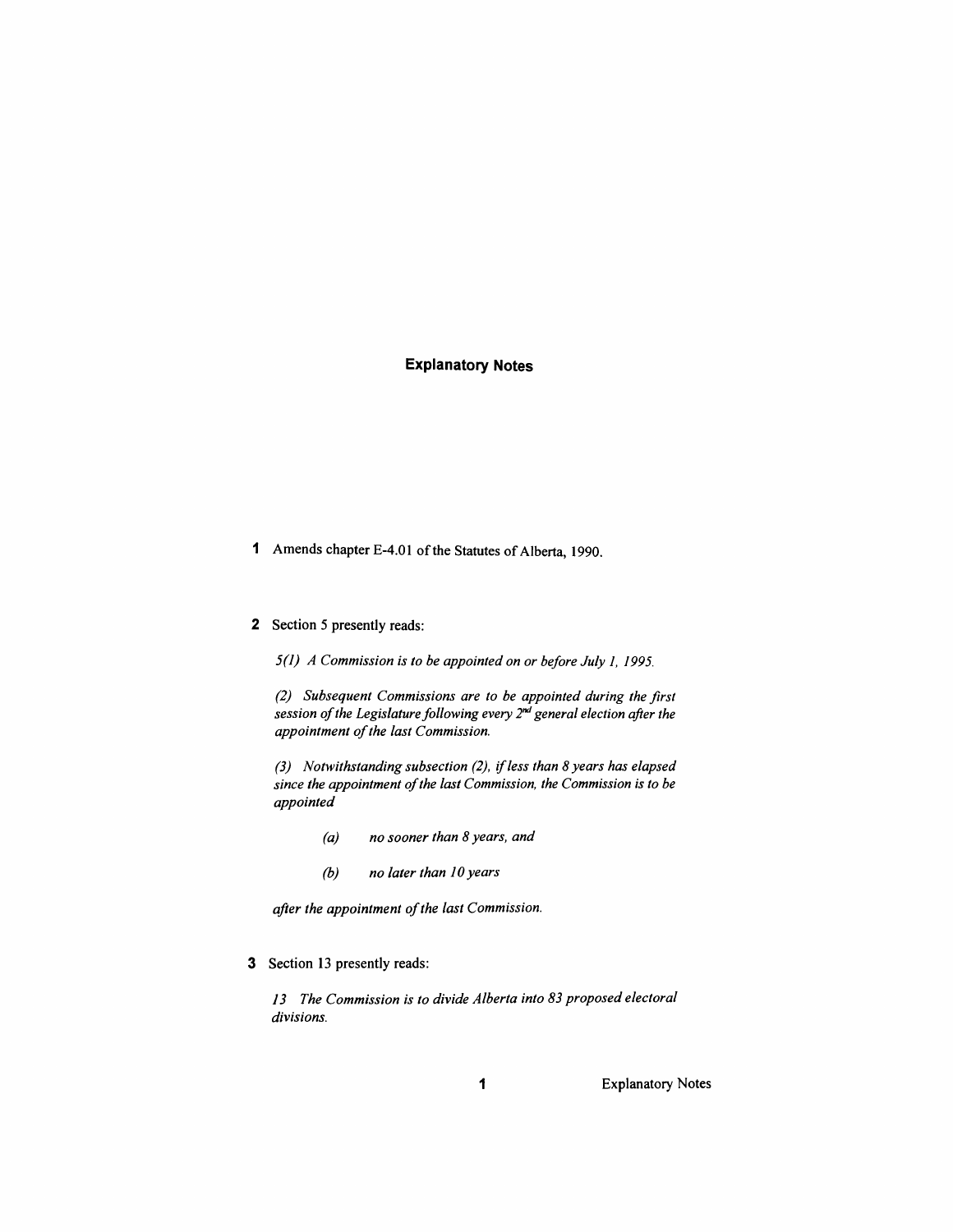## Explanatory Notes

**1** Amends chapter E-4.01 of the Statutes of Alberta, 1990.

**2** Section 5 presently reads:

*5(1) A Commission is to be appointed on or before July 1, 1995.*

*(2) Subsequent Commissions are to be appointed during the first session of the Legislature following every 2nd general election after the appointment of the last Commission.*

*(3) Notwithstanding subsection (2), if less than 8 years has elapsed since the appointment of the last Commission, the Commission is to be appointed*

> *(a) no sooner than 8 years, and*
>
> *(b) no later than 10 years*

*after the appointment of the last Commission.*

**3** Section 13 presently reads:

*13 The Commission is to divide Alberta into 83 proposed electoral divisions.*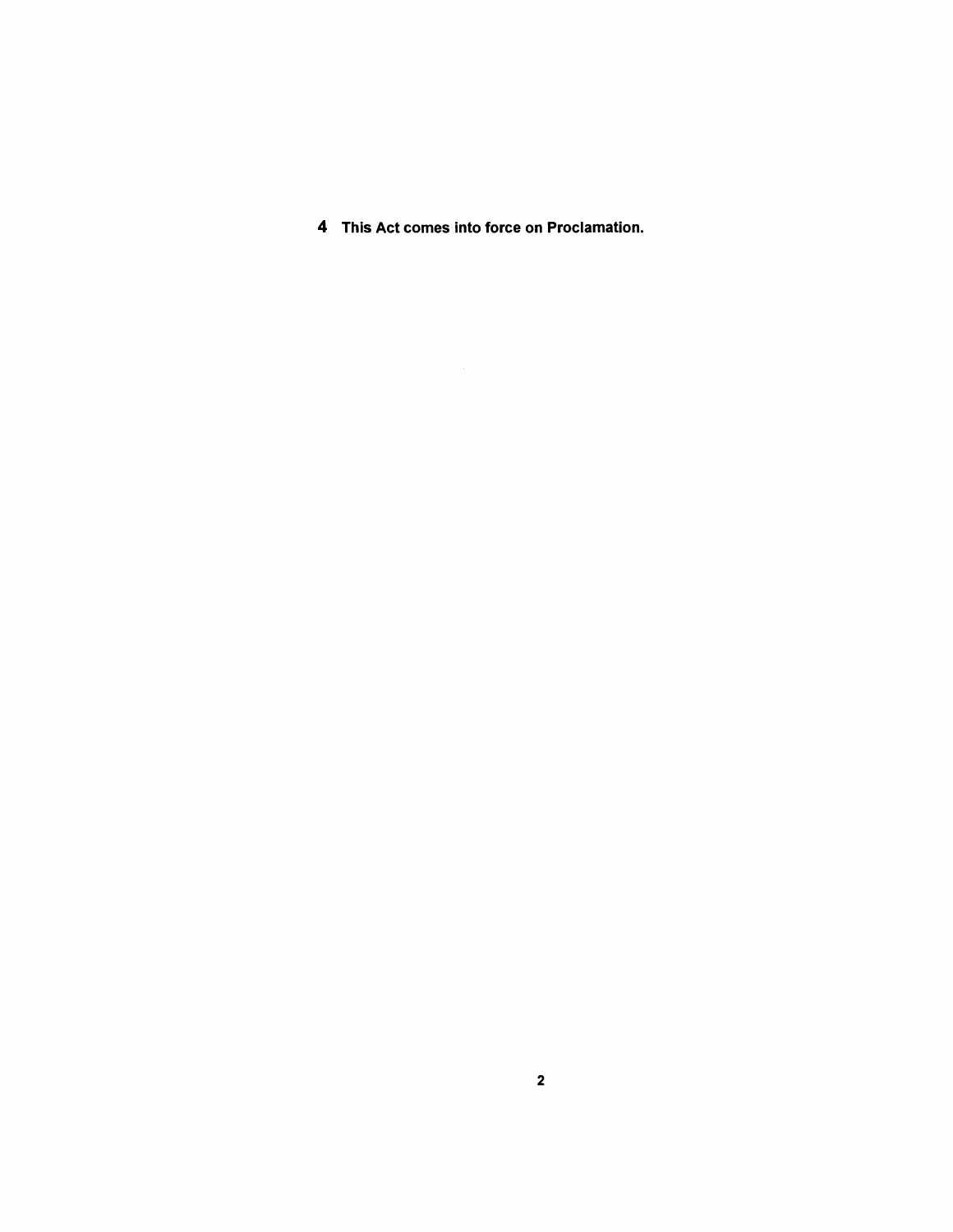**4** **This Act comes into force on Proclamation.**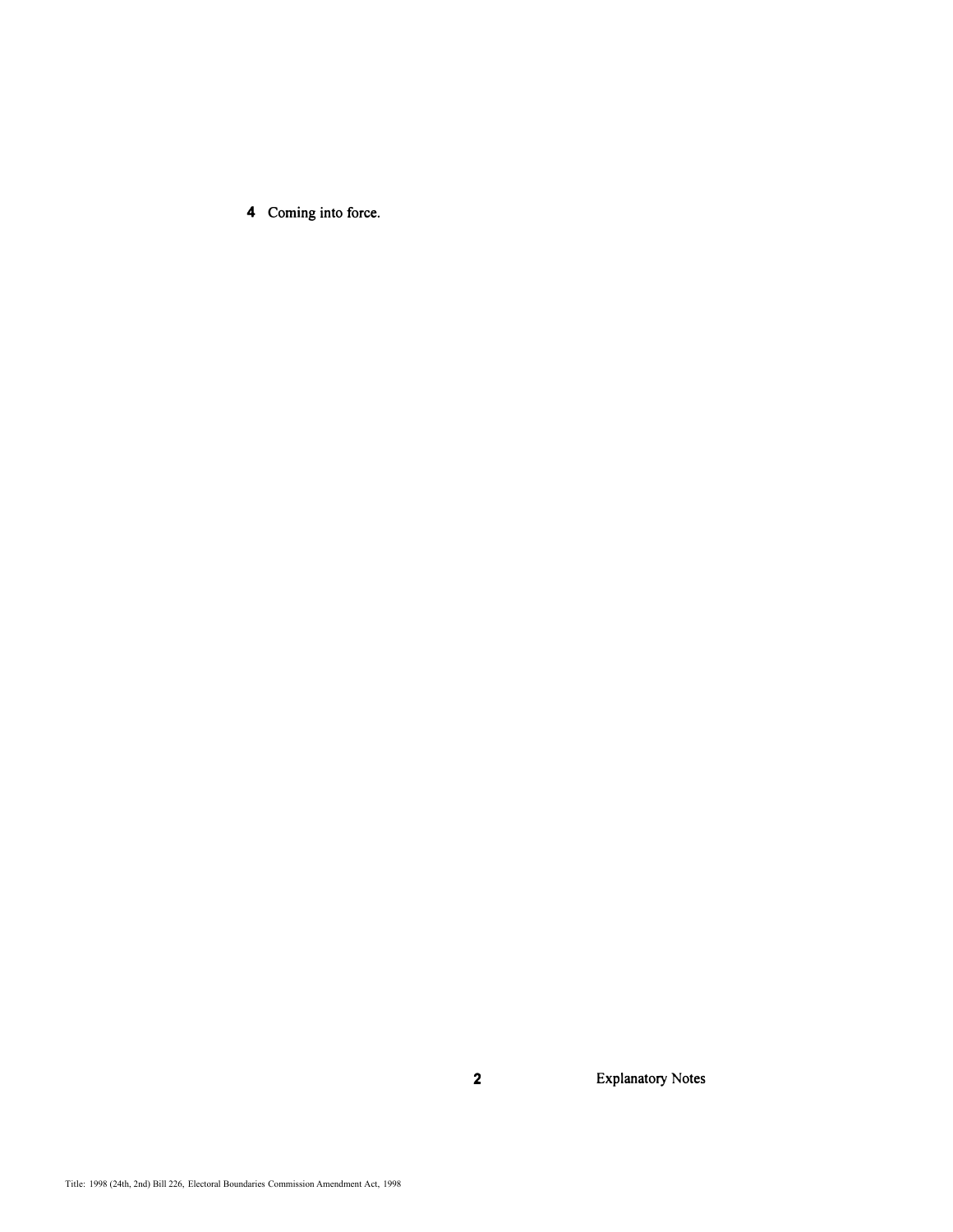**4** Coming into force.

**2** Explanatory Notes

Title: 1998 (24th, 2nd) Bill 226, Electoral Boundaries Commission Amendment Act, 1998